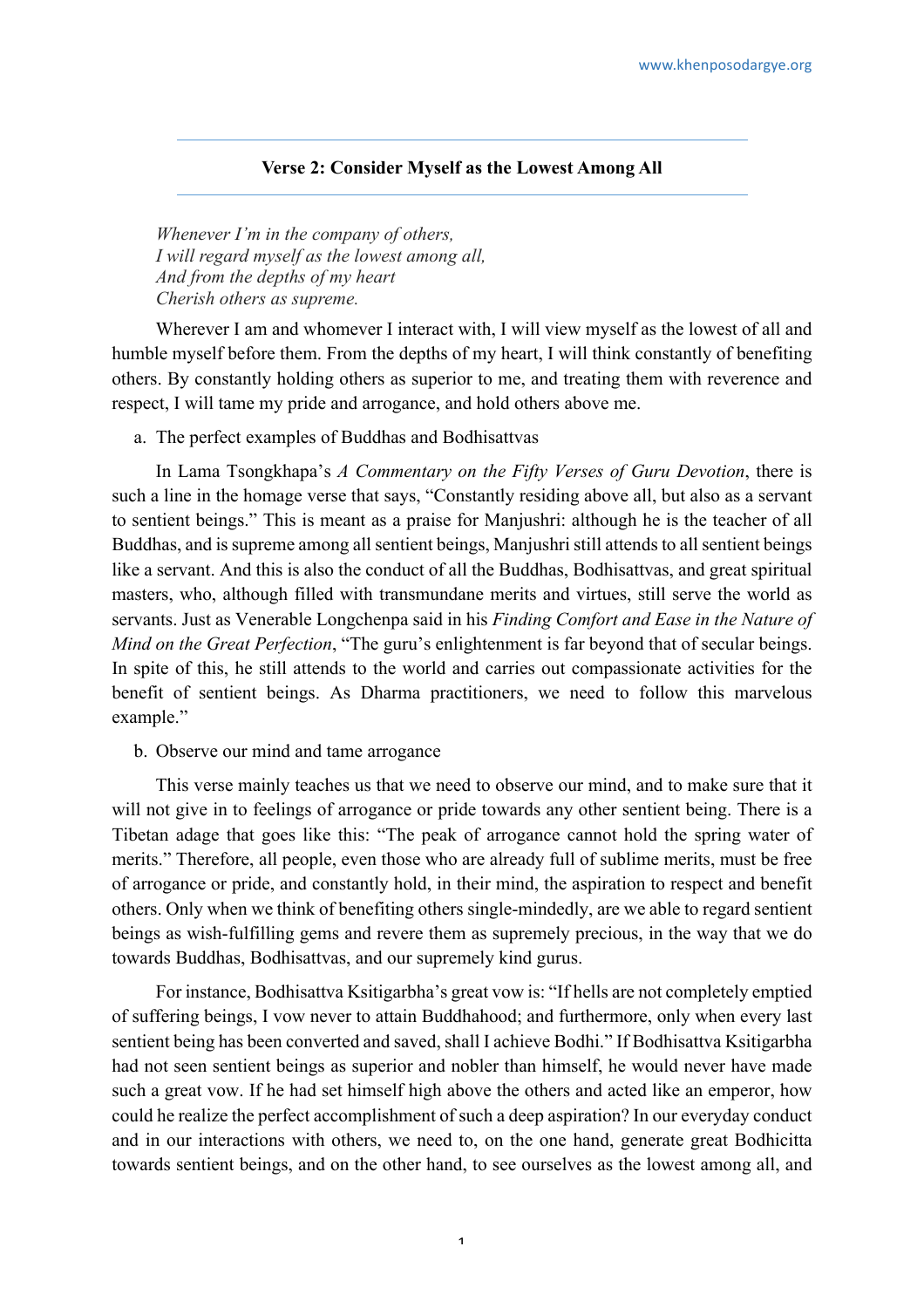## Verse 2: Consider Myself as the Lowest Among All

*Whenever I'm in the company of others,*
*I will regard myself as the lowest among all,*
*And from the depths of my heart*
*Cherish others as supreme.*

Wherever I am and whomever I interact with, I will view myself as the lowest of all and humble myself before them. From the depths of my heart, I will think constantly of benefiting others. By constantly holding others as superior to me, and treating them with reverence and respect, I will tame my pride and arrogance, and hold others above me.

a. The perfect examples of Buddhas and Bodhisattvas

In Lama Tsongkhapa's *A Commentary on the Fifty Verses of Guru Devotion*, there is such a line in the homage verse that says, "Constantly residing above all, but also as a servant to sentient beings." This is meant as a praise for Manjushri: although he is the teacher of all Buddhas, and is supreme among all sentient beings, Manjushri still attends to all sentient beings like a servant. And this is also the conduct of all the Buddhas, Bodhisattvas, and great spiritual masters, who, although filled with transmundane merits and virtues, still serve the world as servants. Just as Venerable Longchenpa said in his *Finding Comfort and Ease in the Nature of Mind on the Great Perfection*, "The guru's enlightenment is far beyond that of secular beings. In spite of this, he still attends to the world and carries out compassionate activities for the benefit of sentient beings. As Dharma practitioners, we need to follow this marvelous example."

b. Observe our mind and tame arrogance

This verse mainly teaches us that we need to observe our mind, and to make sure that it will not give in to feelings of arrogance or pride towards any other sentient being. There is a Tibetan adage that goes like this: "The peak of arrogance cannot hold the spring water of merits." Therefore, all people, even those who are already full of sublime merits, must be free of arrogance or pride, and constantly hold, in their mind, the aspiration to respect and benefit others. Only when we think of benefiting others single-mindedly, are we able to regard sentient beings as wish-fulfilling gems and revere them as supremely precious, in the way that we do towards Buddhas, Bodhisattvas, and our supremely kind gurus.

For instance, Bodhisattva Ksitigarbha's great vow is: "If hells are not completely emptied of suffering beings, I vow never to attain Buddhahood; and furthermore, only when every last sentient being has been converted and saved, shall I achieve Bodhi." If Bodhisattva Ksitigarbha had not seen sentient beings as superior and nobler than himself, he would never have made such a great vow. If he had set himself high above the others and acted like an emperor, how could he realize the perfect accomplishment of such a deep aspiration? In our everyday conduct and in our interactions with others, we need to, on the one hand, generate great Bodhicitta towards sentient beings, and on the other hand, to see ourselves as the lowest among all, and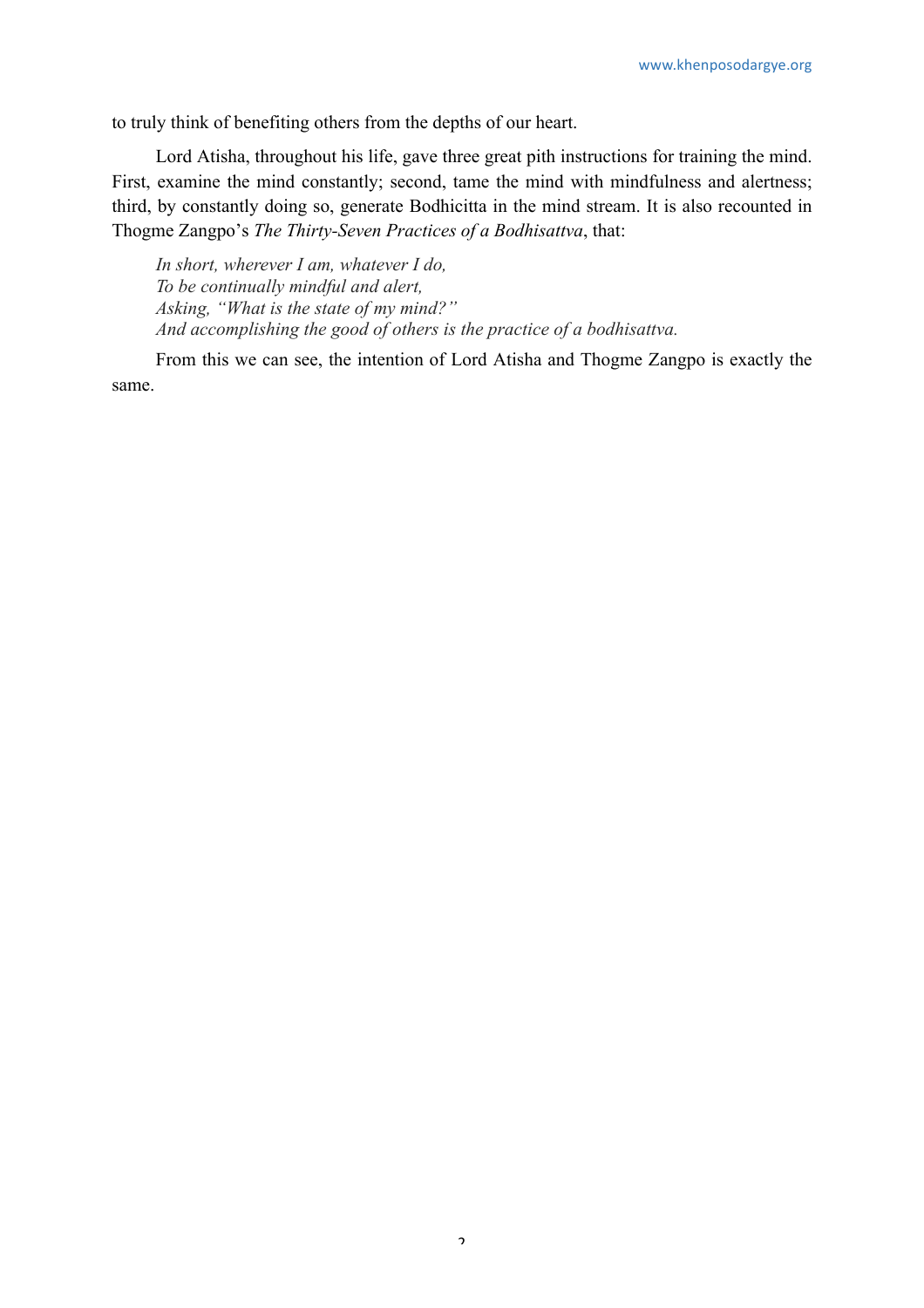to truly think of benefiting others from the depths of our heart.

Lord Atisha, throughout his life, gave three great pith instructions for training the mind. First, examine the mind constantly; second, tame the mind with mindfulness and alertness; third, by constantly doing so, generate Bodhicitta in the mind stream. It is also recounted in Thogme Zangpo's *The Thirty-Seven Practices of a Bodhisattva*, that:

> *In short, wherever I am, whatever I do,*
> *To be continually mindful and alert,*
> *Asking, "What is the state of my mind?"*
> *And accomplishing the good of others is the practice of a bodhisattva.*

From this we can see, the intention of Lord Atisha and Thogme Zangpo is exactly the same.